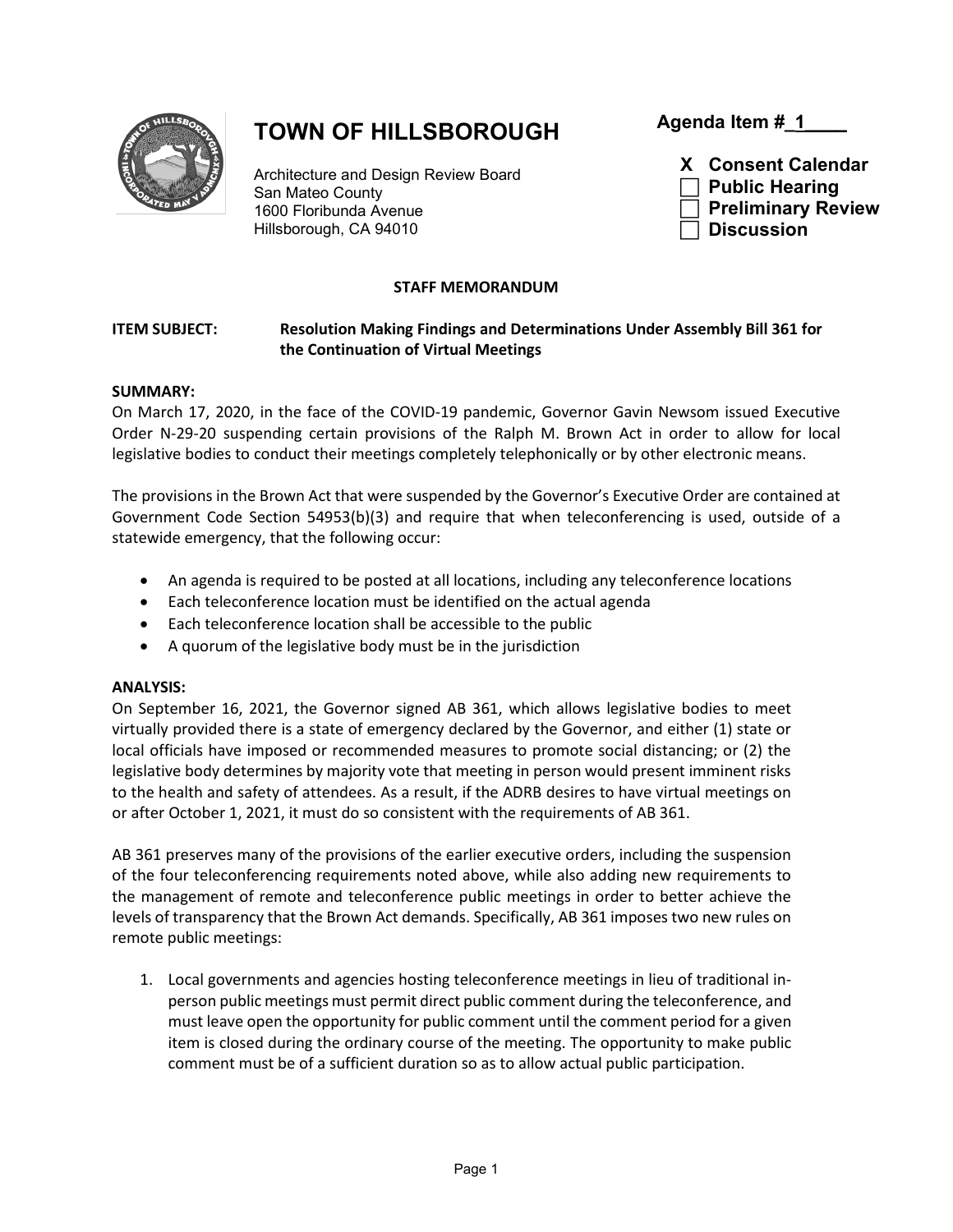# TOWN OF HILLSBOROUGH

Architecture and Design Review Board
San Mateo County
1600 Floribunda Avenue
Hillsborough, CA 94010

**Agenda Item #\_1\_\_\_\_**

**X Consent Calendar**
**☐ Public Hearing**
**☐ Preliminary Review**
**☐ Discussion**

## STAFF MEMORANDUM

**ITEM SUBJECT:** **Resolution Making Findings and Determinations Under Assembly Bill 361 for the Continuation of Virtual Meetings**

**SUMMARY:**

On March 17, 2020, in the face of the COVID-19 pandemic, Governor Gavin Newsom issued Executive Order N-29-20 suspending certain provisions of the Ralph M. Brown Act in order to allow for local legislative bodies to conduct their meetings completely telephonically or by other electronic means.

The provisions in the Brown Act that were suspended by the Governor's Executive Order are contained at Government Code Section 54953(b)(3) and require that when teleconferencing is used, outside of a statewide emergency, that the following occur:

- An agenda is required to be posted at all locations, including any teleconference locations
- Each teleconference location must be identified on the actual agenda
- Each teleconference location shall be accessible to the public
- A quorum of the legislative body must be in the jurisdiction

**ANALYSIS:**

On September 16, 2021, the Governor signed AB 361, which allows legislative bodies to meet virtually provided there is a state of emergency declared by the Governor, and either (1) state or local officials have imposed or recommended measures to promote social distancing; or (2) the legislative body determines by majority vote that meeting in person would present imminent risks to the health and safety of attendees. As a result, if the ADRB desires to have virtual meetings on or after October 1, 2021, it must do so consistent with the requirements of AB 361.

AB 361 preserves many of the provisions of the earlier executive orders, including the suspension of the four teleconferencing requirements noted above, while also adding new requirements to the management of remote and teleconference public meetings in order to better achieve the levels of transparency that the Brown Act demands. Specifically, AB 361 imposes two new rules on remote public meetings:

1. Local governments and agencies hosting teleconference meetings in lieu of traditional in-person public meetings must permit direct public comment during the teleconference, and must leave open the opportunity for public comment until the comment period for a given item is closed during the ordinary course of the meeting. The opportunity to make public comment must be of a sufficient duration so as to allow actual public participation.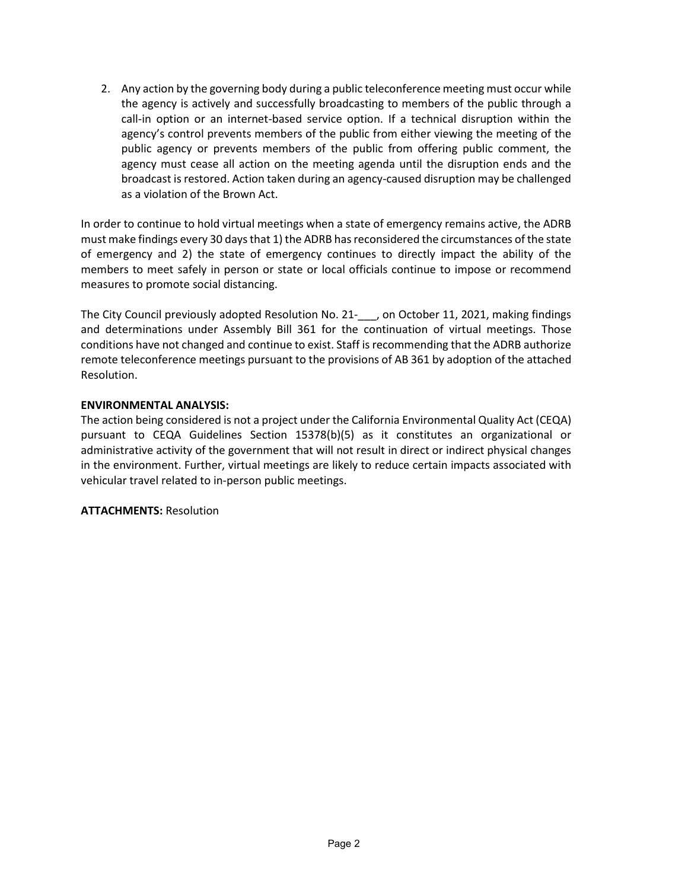2. Any action by the governing body during a public teleconference meeting must occur while the agency is actively and successfully broadcasting to members of the public through a call-in option or an internet-based service option. If a technical disruption within the agency's control prevents members of the public from either viewing the meeting of the public agency or prevents members of the public from offering public comment, the agency must cease all action on the meeting agenda until the disruption ends and the broadcast is restored. Action taken during an agency-caused disruption may be challenged as a violation of the Brown Act.

In order to continue to hold virtual meetings when a state of emergency remains active, the ADRB must make findings every 30 days that 1) the ADRB has reconsidered the circumstances of the state of emergency and 2) the state of emergency continues to directly impact the ability of the members to meet safely in person or state or local officials continue to impose or recommend measures to promote social distancing.

The City Council previously adopted Resolution No. 21-___, on October 11, 2021, making findings and determinations under Assembly Bill 361 for the continuation of virtual meetings. Those conditions have not changed and continue to exist. Staff is recommending that the ADRB authorize remote teleconference meetings pursuant to the provisions of AB 361 by adoption of the attached Resolution.

**ENVIRONMENTAL ANALYSIS:**
The action being considered is not a project under the California Environmental Quality Act (CEQA) pursuant to CEQA Guidelines Section 15378(b)(5) as it constitutes an organizational or administrative activity of the government that will not result in direct or indirect physical changes in the environment. Further, virtual meetings are likely to reduce certain impacts associated with vehicular travel related to in-person public meetings.

**ATTACHMENTS:** Resolution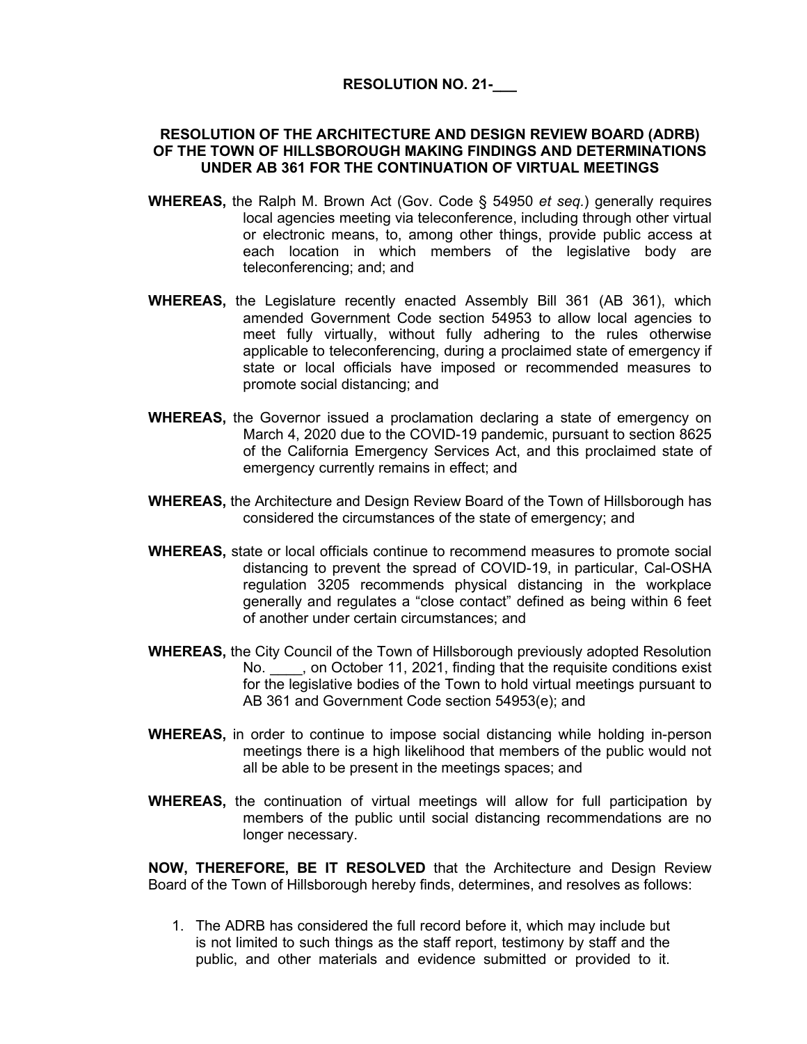**RESOLUTION NO. 21-___**

**RESOLUTION OF THE ARCHITECTURE AND DESIGN REVIEW BOARD (ADRB) OF THE TOWN OF HILLSBOROUGH MAKING FINDINGS AND DETERMINATIONS UNDER AB 361 FOR THE CONTINUATION OF VIRTUAL MEETINGS**

**WHEREAS,** the Ralph M. Brown Act (Gov. Code § 54950 *et seq.*) generally requires local agencies meeting via teleconference, including through other virtual or electronic means, to, among other things, provide public access at each location in which members of the legislative body are teleconferencing; and; and

**WHEREAS,** the Legislature recently enacted Assembly Bill 361 (AB 361), which amended Government Code section 54953 to allow local agencies to meet fully virtually, without fully adhering to the rules otherwise applicable to teleconferencing, during a proclaimed state of emergency if state or local officials have imposed or recommended measures to promote social distancing; and

**WHEREAS,** the Governor issued a proclamation declaring a state of emergency on March 4, 2020 due to the COVID-19 pandemic, pursuant to section 8625 of the California Emergency Services Act, and this proclaimed state of emergency currently remains in effect; and

**WHEREAS,** the Architecture and Design Review Board of the Town of Hillsborough has considered the circumstances of the state of emergency; and

**WHEREAS,** state or local officials continue to recommend measures to promote social distancing to prevent the spread of COVID-19, in particular, Cal-OSHA regulation 3205 recommends physical distancing in the workplace generally and regulates a "close contact" defined as being within 6 feet of another under certain circumstances; and

**WHEREAS,** the City Council of the Town of Hillsborough previously adopted Resolution No. ____, on October 11, 2021, finding that the requisite conditions exist for the legislative bodies of the Town to hold virtual meetings pursuant to AB 361 and Government Code section 54953(e); and

**WHEREAS,** in order to continue to impose social distancing while holding in-person meetings there is a high likelihood that members of the public would not all be able to be present in the meetings spaces; and

**WHEREAS,** the continuation of virtual meetings will allow for full participation by members of the public until social distancing recommendations are no longer necessary.

**NOW, THEREFORE, BE IT RESOLVED** that the Architecture and Design Review Board of the Town of Hillsborough hereby finds, determines, and resolves as follows:

1. The ADRB has considered the full record before it, which may include but is not limited to such things as the staff report, testimony by staff and the public, and other materials and evidence submitted or provided to it.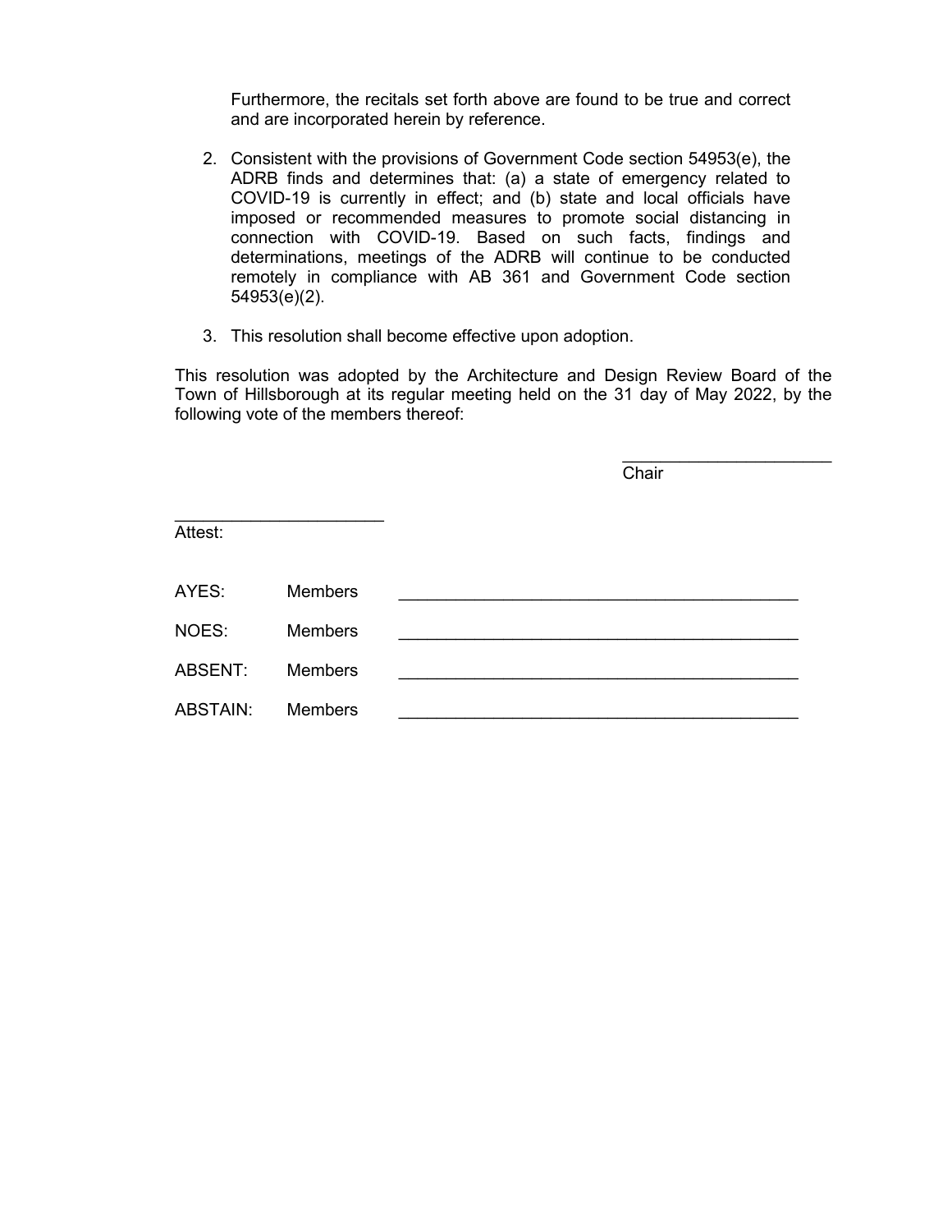Furthermore, the recitals set forth above are found to be true and correct and are incorporated herein by reference.

2. Consistent with the provisions of Government Code section 54953(e), the ADRB finds and determines that: (a) a state of emergency related to COVID-19 is currently in effect; and (b) state and local officials have imposed or recommended measures to promote social distancing in connection with COVID-19. Based on such facts, findings and determinations, meetings of the ADRB will continue to be conducted remotely in compliance with AB 361 and Government Code section 54953(e)(2).

3. This resolution shall become effective upon adoption.

This resolution was adopted by the Architecture and Design Review Board of the Town of Hillsborough at its regular meeting held on the 31 day of May 2022, by the following vote of the members thereof:

______________________
Chair

______________________
Attest:

AYES: Members ____________________________________________

NOES: Members ____________________________________________

ABSENT: Members ____________________________________________

ABSTAIN: Members ____________________________________________